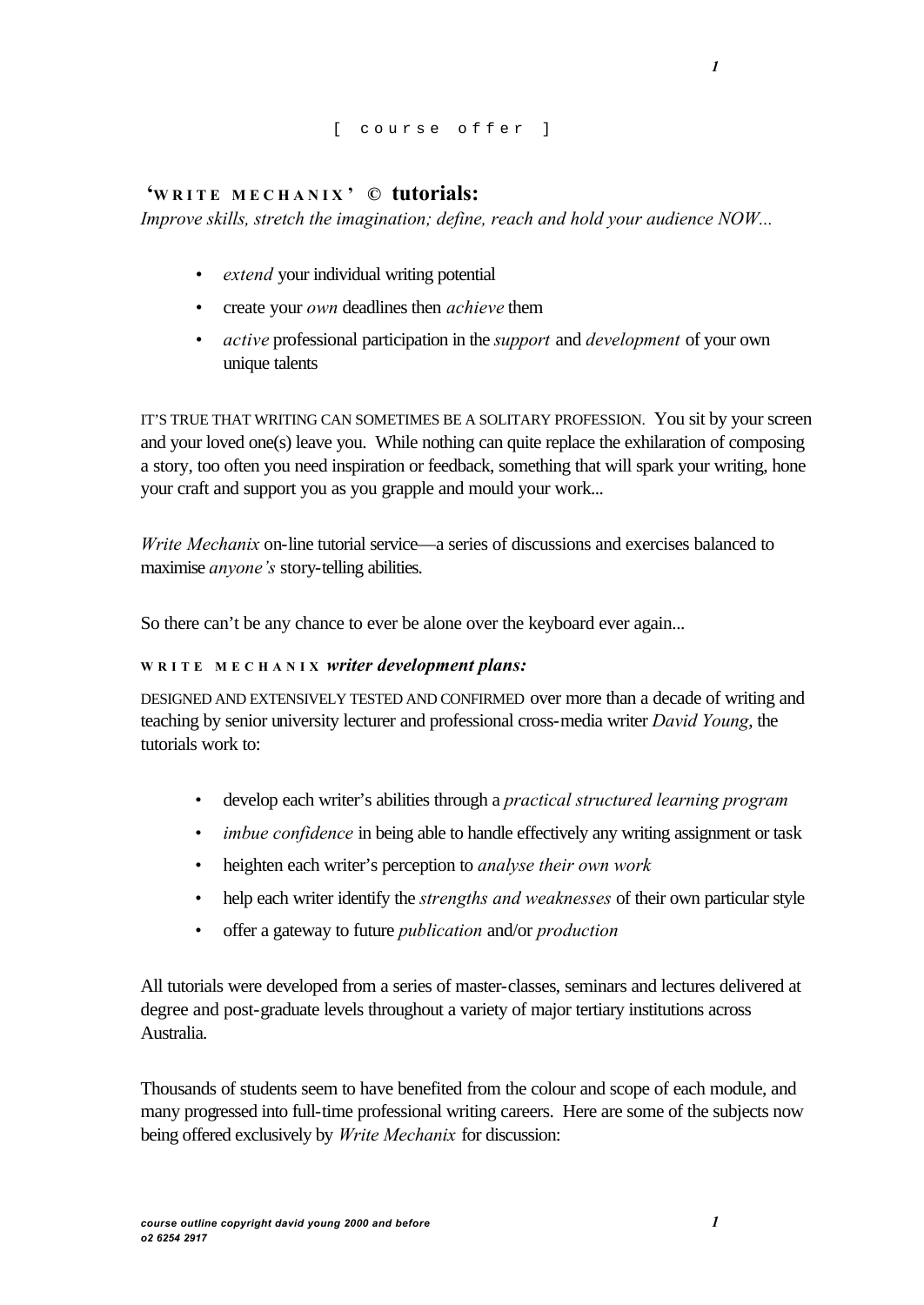[ course offer ]

## ‘WRITE MECHANIX’ © tutorials:

*Improve skills, stretch the imagination; define, reach and hold your audience NOW...*

- *extend* your individual writing potential
- create your *own* deadlines then *achieve* them
- *active* professional participation in the *support* and *development* of your own unique talents

IT’S TRUE THAT WRITING CAN SOMETIMES BE A SOLITARY PROFESSION. You sit by your screen and your loved one(s) leave you. While nothing can quite replace the exhilaration of composing a story, too often you need inspiration or feedback, something that will spark your writing, hone your craft and support you as you grapple and mould your work...

*Write Mechanix* on-line tutorial service—a series of discussions and exercises balanced to maximise *anyone’s* story-telling abilities.

So there can’t be any chance to ever be alone over the keyboard ever again...

### WRITE MECHANIX *writer development plans:*

DESIGNED AND EXTENSIVELY TESTED AND CONFIRMED over more than a decade of writing and teaching by senior university lecturer and professional cross-media writer *David Young*, the tutorials work to:

- develop each writer’s abilities through a *practical structured learning program*
- *imbue confidence* in being able to handle effectively any writing assignment or task
- heighten each writer’s perception to *analyse their own work*
- help each writer identify the *strengths and weaknesses* of their own particular style
- offer a gateway to future *publication* and/or *production*

All tutorials were developed from a series of master-classes, seminars and lectures delivered at degree and post-graduate levels throughout a variety of major tertiary institutions across Australia.

Thousands of students seem to have benefited from the colour and scope of each module, and many progressed into full-time professional writing careers. Here are some of the subjects now being offered exclusively by *Write Mechanix* for discussion: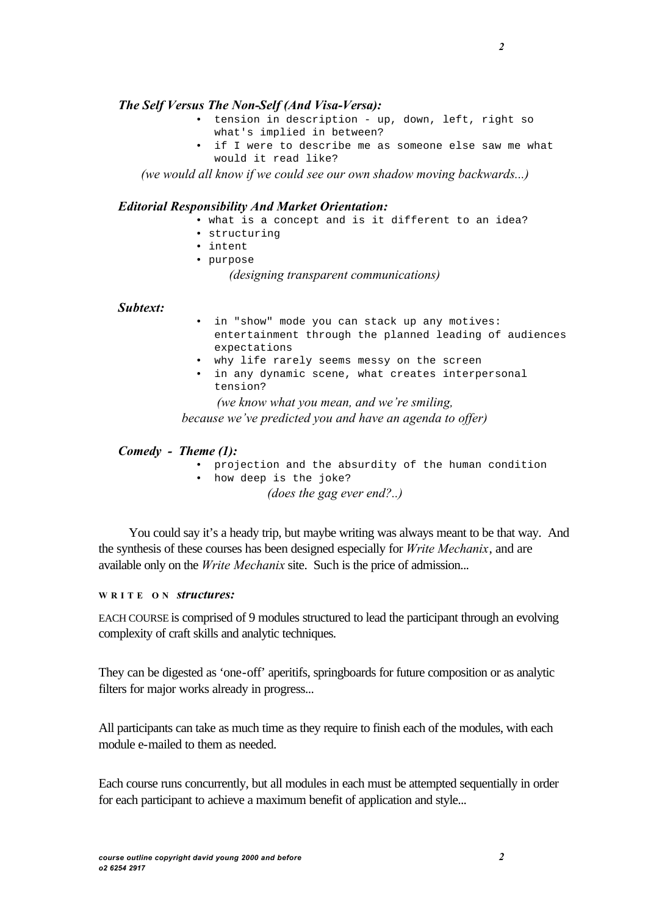### *The Self Versus The Non-Self (And Visa-Versa):*

- tension in description - up, down, left, right so what's implied in between?
- if I were to describe me as someone else saw me what would it read like?

*(we would all know if we could see our own shadow moving backwards...)*

### *Editorial Responsibility And Market Orientation:*

- what is a concept and is it different to an idea?
- structuring
- intent
- purpose

*(designing transparent communications)*

### *Subtext:*

- in "show" mode you can stack up any motives: entertainment through the planned leading of audiences expectations
- why life rarely seems messy on the screen
- in any dynamic scene, what creates interpersonal tension?

*(we know what you mean, and we're smiling, because we've predicted you and have an agenda to offer)*

### *Comedy - Theme (1):*

- projection and the absurdity of the human condition
- how deep is the joke?

*(does the gag ever end?..)*

You could say it's a heady trip, but maybe writing was always meant to be that way. And the synthesis of these courses has been designed especially for *Write Mechanix*, and are available only on the *Write Mechanix* site. Such is the price of admission...

**WRITE ON** ***structures:***

EACH COURSE is comprised of 9 modules structured to lead the participant through an evolving complexity of craft skills and analytic techniques.

They can be digested as 'one-off' aperitifs, springboards for future composition or as analytic filters for major works already in progress...

All participants can take as much time as they require to finish each of the modules, with each module e-mailed to them as needed.

Each course runs concurrently, but all modules in each must be attempted sequentially in order for each participant to achieve a maximum benefit of application and style...

***course outline copyright david young 2000 and before***
***o2 6254 2917***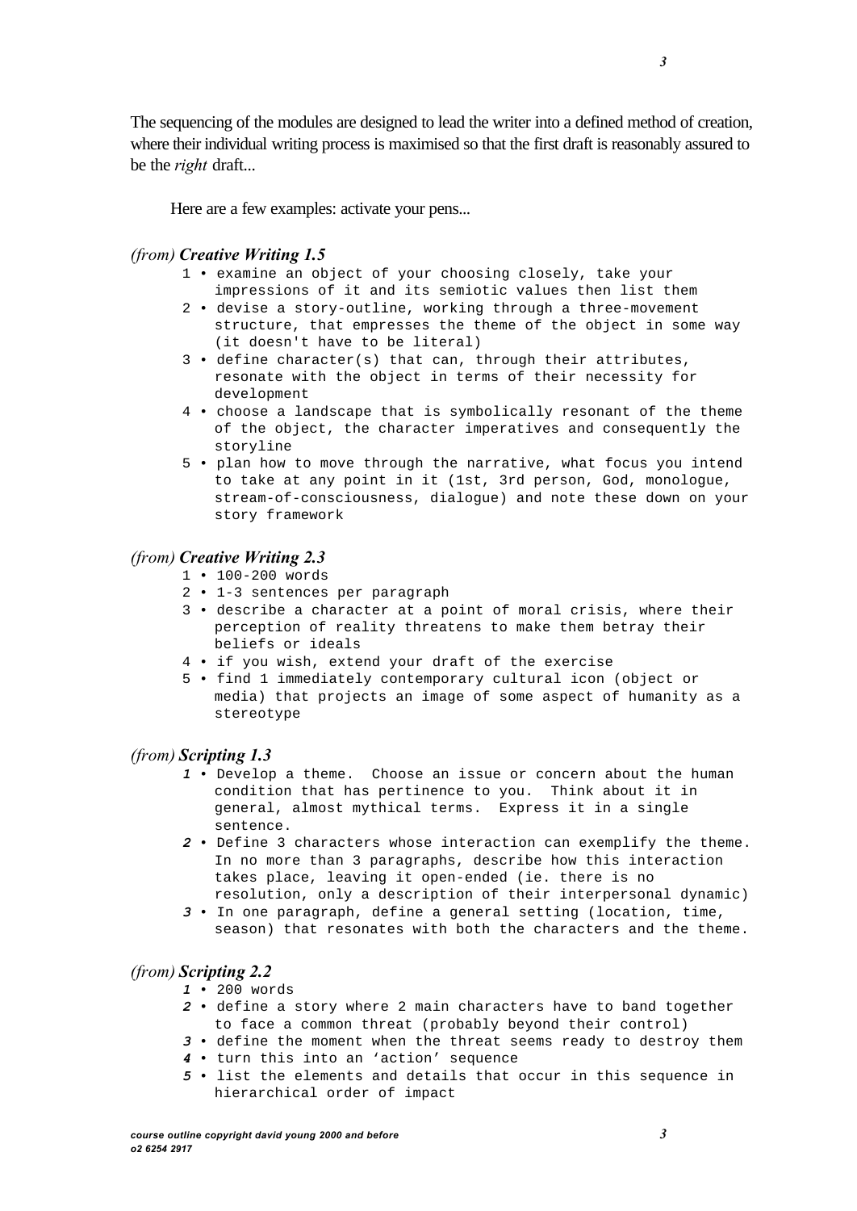The sequencing of the modules are designed to lead the writer into a defined method of creation, where their individual writing process is maximised so that the first draft is reasonably assured to be the *right* draft...

Here are a few examples: activate your pens...

*(from)* ***Creative Writing 1.5***

1 • examine an object of your choosing closely, take your impressions of it and its semiotic values then list them
2 • devise a story-outline, working through a three-movement structure, that empresses the theme of the object in some way (it doesn't have to be literal)
3 • define character(s) that can, through their attributes, resonate with the object in terms of their necessity for development
4 • choose a landscape that is symbolically resonant of the theme of the object, the character imperatives and consequently the storyline
5 • plan how to move through the narrative, what focus you intend to take at any point in it (1st, 3rd person, God, monologue, stream-of-consciousness, dialogue) and note these down on your story framework

*(from)* ***Creative Writing 2.3***

1 • 100-200 words
2 • 1-3 sentences per paragraph
3 • describe a character at a point of moral crisis, where their perception of reality threatens to make them betray their beliefs or ideals
4 • if you wish, extend your draft of the exercise
5 • find 1 immediately contemporary cultural icon (object or media) that projects an image of some aspect of humanity as a stereotype

*(from)* ***Scripting 1.3***

***1*** • Develop a theme. Choose an issue or concern about the human condition that has pertinence to you. Think about it in general, almost mythical terms. Express it in a single sentence.
***2*** • Define 3 characters whose interaction can exemplify the theme. In no more than 3 paragraphs, describe how this interaction takes place, leaving it open-ended (ie. there is no resolution, only a description of their interpersonal dynamic)
***3*** • In one paragraph, define a general setting (location, time, season) that resonates with both the characters and the theme.

*(from)* ***Scripting 2.2***

***1*** • 200 words
***2*** • define a story where 2 main characters have to band together to face a common threat (probably beyond their control)
***3*** • define the moment when the threat seems ready to destroy them
***4*** • turn this into an 'action' sequence
***5*** • list the elements and details that occur in this sequence in hierarchical order of impact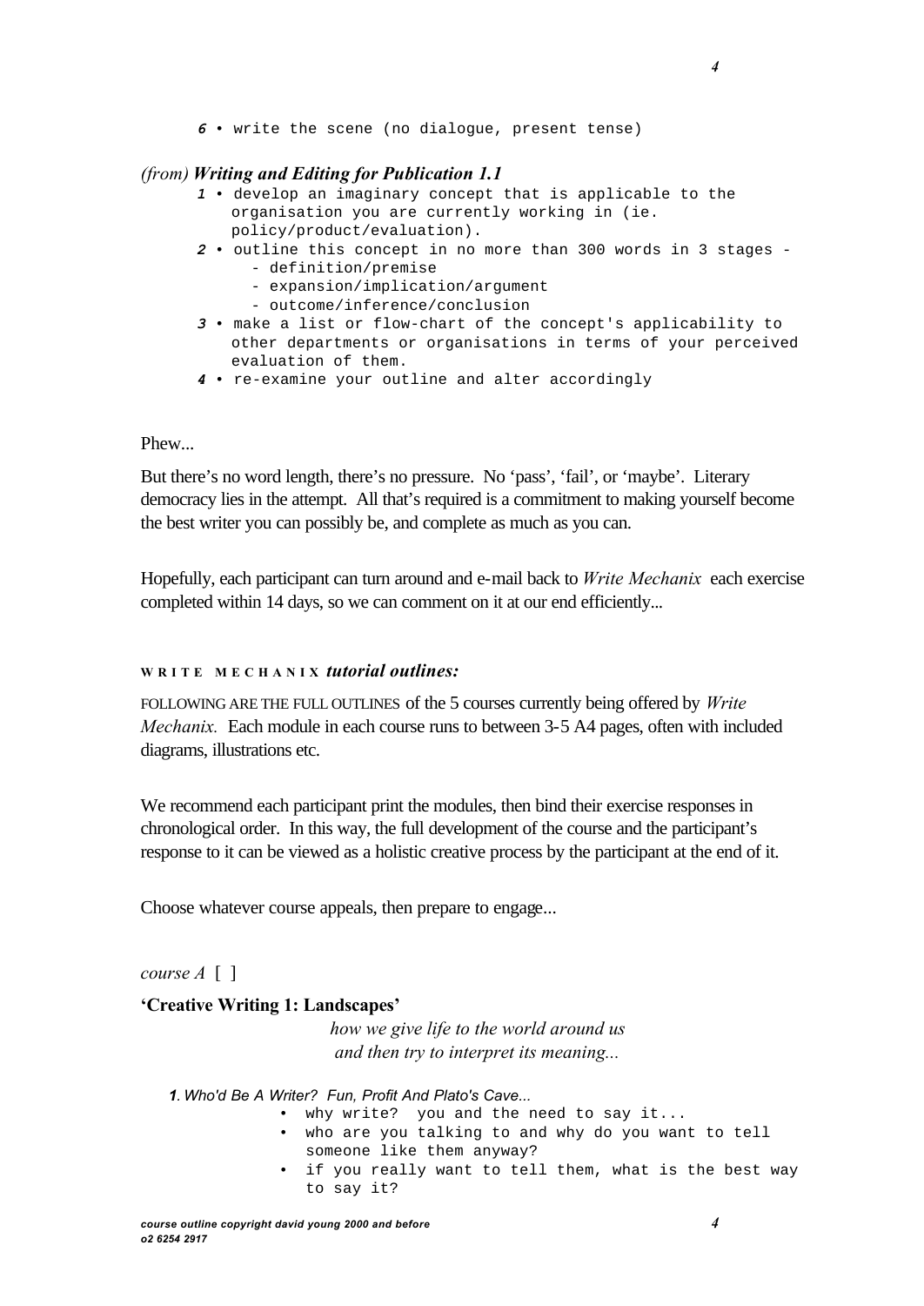**6** • write the scene (no dialogue, present tense)

*(from)* ***Writing and Editing for Publication 1.1***

**1** • develop an imaginary concept that is applicable to the organisation you are currently working in (ie. policy/product/evaluation).

**2** • outline this concept in no more than 300 words in 3 stages -
- definition/premise
- expansion/implication/argument
- outcome/inference/conclusion

**3** • make a list or flow-chart of the concept's applicability to other departments or organisations in terms of your perceived evaluation of them.

**4** • re-examine your outline and alter accordingly

Phew...

But there's no word length, there's no pressure. No 'pass', 'fail', or 'maybe'. Literary democracy lies in the attempt. All that's required is a commitment to making yourself become the best writer you can possibly be, and complete as much as you can.

Hopefully, each participant can turn around and e-mail back to *Write Mechanix* each exercise completed within 14 days, so we can comment on it at our end efficiently...

**WRITE MECHANIX** ***tutorial outlines:***

FOLLOWING ARE THE FULL OUTLINES of the 5 courses currently being offered by *Write Mechanix.* Each module in each course runs to between 3-5 A4 pages, often with included diagrams, illustrations etc.

We recommend each participant print the modules, then bind their exercise responses in chronological order. In this way, the full development of the course and the participant's response to it can be viewed as a holistic creative process by the participant at the end of it.

Choose whatever course appeals, then prepare to engage...

*course A* [ ]

**'Creative Writing 1: Landscapes'**

*how we give life to the world around us and then try to interpret its meaning...*

***1****. Who'd Be A Writer? Fun, Profit And Plato's Cave...*
- why write? you and the need to say it...
- who are you talking to and why do you want to tell someone like them anyway?
- if you really want to tell them, what is the best way to say it?

*course outline copyright david young 2000 and before*
*o2 6254 2917*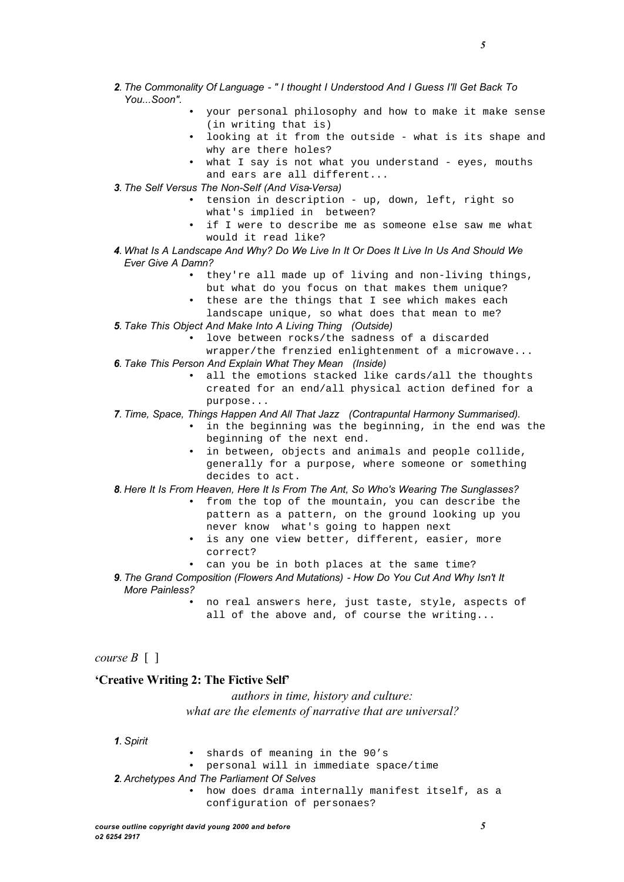*2. The Commonality Of Language - " I thought I Understood And I Guess I'll Get Back To You...Soon".*

- your personal philosophy and how to make it make sense (in writing that is)
- looking at it from the outside - what is its shape and why are there holes?
- what I say is not what you understand - eyes, mouths and ears are all different...

*3. The Self Versus The Non-Self (And Visa-Versa)*

- tension in description - up, down, left, right so what's implied in between?
- if I were to describe me as someone else saw me what would it read like?

*4. What Is A Landscape And Why? Do We Live In It Or Does It Live In Us And Should We Ever Give A Damn?*

- they're all made up of living and non-living things, but what do you focus on that makes them unique?
- these are the things that I see which makes each landscape unique, so what does that mean to me?

*5. Take This Object And Make Into A Living Thing (Outside)*

- love between rocks/the sadness of a discarded wrapper/the frenzied enlightenment of a microwave...

*6. Take This Person And Explain What They Mean (Inside)*

- all the emotions stacked like cards/all the thoughts created for an end/all physical action defined for a purpose...

*7. Time, Space, Things Happen And All That Jazz (Contrapuntal Harmony Summarised).*

- in the beginning was the beginning, in the end was the beginning of the next end.
- in between, objects and animals and people collide, generally for a purpose, where someone or something decides to act.

*8. Here It Is From Heaven, Here It Is From The Ant, So Who's Wearing The Sunglasses?*

- from the top of the mountain, you can describe the pattern as a pattern, on the ground looking up you never know what's going to happen next
- is any one view better, different, easier, more correct?
- can you be in both places at the same time?

*9. The Grand Composition (Flowers And Mutations) - How Do You Cut And Why Isn't It More Painless?*

- no real answers here, just taste, style, aspects of all of the above and, of course the writing...

*course B* [ ]

**'Creative Writing 2: The Fictive Self'**

*authors in time, history and culture:*
*what are the elements of narrative that are universal?*

*1. Spirit*

- shards of meaning in the 90's
- personal will in immediate space/time

*2. Archetypes And The Parliament Of Selves*

- how does drama internally manifest itself, as a configuration of personaes?

*course outline copyright david young 2000 and before*
*o2 6254 2917*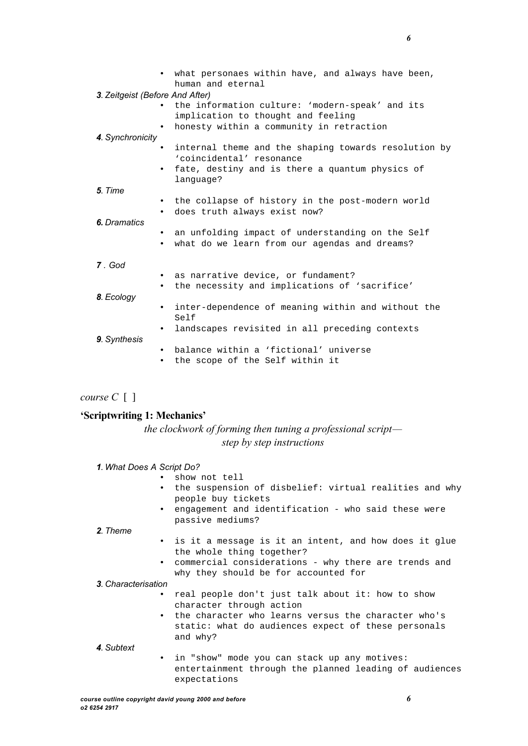- what personaes within have, and always have been, human and eternal

*3. Zeitgeist (Before And After)*

- the information culture: 'modern-speak' and its implication to thought and feeling
- honesty within a community in retraction

*4. Synchronicity*

- internal theme and the shaping towards resolution by 'coincidental' resonance
- fate, destiny and is there a quantum physics of language?

*5. Time*

- the collapse of history in the post-modern world
- does truth always exist now?

*6. Dramatics*

- an unfolding impact of understanding on the Self
- what do we learn from our agendas and dreams?

*7 . God*

- as narrative device, or fundament?
- the necessity and implications of 'sacrifice'

*8. Ecology*

- inter-dependence of meaning within and without the Self
- landscapes revisited in all preceding contexts

*9. Synthesis*

- balance within a 'fictional' universe
- the scope of the Self within it

*course C* [ ]

**'Scriptwriting 1: Mechanics'**

*the clockwork of forming then tuning a professional script—
step by step instructions*

*1. What Does A Script Do?*

- show not tell
- the suspension of disbelief: virtual realities and why people buy tickets
- engagement and identification - who said these were passive mediums?

*2. Theme*

- is it a message is it an intent, and how does it glue the whole thing together?
- commercial considerations - why there are trends and why they should be for accounted for

*3. Characterisation*

- real people don't just talk about it: how to show character through action
- the character who learns versus the character who's static: what do audiences expect of these personals and why?

*4. Subtext*

- in "show" mode you can stack up any motives: entertainment through the planned leading of audiences expectations

*course outline copyright david young 2000 and before*
*o2 6254 2917*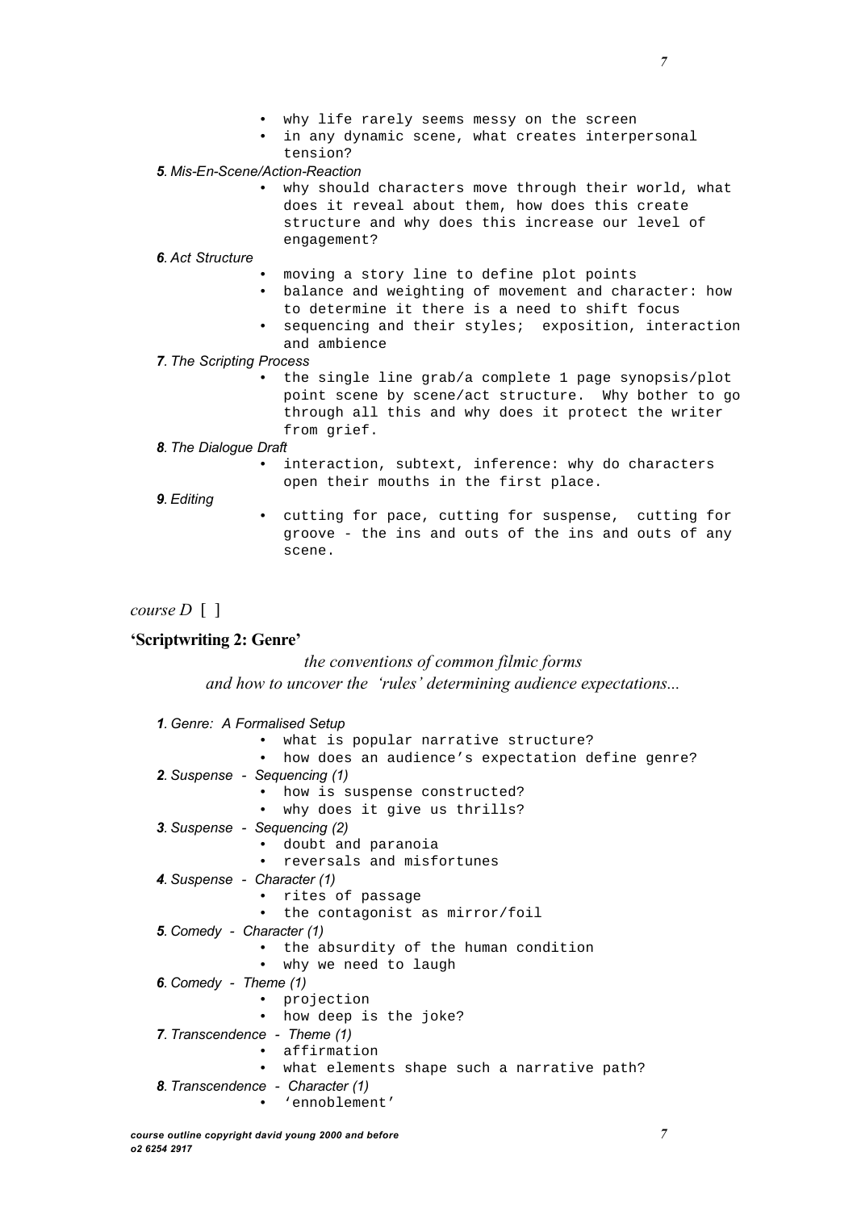- why life rarely seems messy on the screen
- in any dynamic scene, what creates interpersonal tension?

***5**. Mis-En-Scene/Action-Reaction*

- why should characters move through their world, what does it reveal about them, how does this create structure and why does this increase our level of engagement?

***6**. Act Structure*

- moving a story line to define plot points
- balance and weighting of movement and character: how to determine it there is a need to shift focus
- sequencing and their styles; exposition, interaction and ambience

***7**. The Scripting Process*

- the single line grab/a complete 1 page synopsis/plot point scene by scene/act structure. Why bother to go through all this and why does it protect the writer from grief.

***8**. The Dialogue Draft*

- interaction, subtext, inference: why do characters open their mouths in the first place.

***9**. Editing*

- cutting for pace, cutting for suspense, cutting for groove - the ins and outs of the ins and outs of any scene.

*course D* [ ]

## 'Scriptwriting 2: Genre'

*the conventions of common filmic forms*
*and how to uncover the 'rules' determining audience expectations...*

***1**. Genre: A Formalised Setup*

- what is popular narrative structure?
- how does an audience's expectation define genre?

***2**. Suspense - Sequencing (1)*

- how is suspense constructed?
- why does it give us thrills?

***3**. Suspense - Sequencing (2)*

- doubt and paranoia
- reversals and misfortunes

***4**. Suspense - Character (1)*

- rites of passage
- the contagonist as mirror/foil

***5**. Comedy - Character (1)*

- the absurdity of the human condition
- why we need to laugh

***6**. Comedy - Theme (1)*

- projection
- how deep is the joke?

***7**. Transcendence - Theme (1)*

- affirmation
- what elements shape such a narrative path?

***8**. Transcendence - Character (1)*

- 'ennoblement'

***course outline copyright david young 2000 and before***
***o2 6254 2917***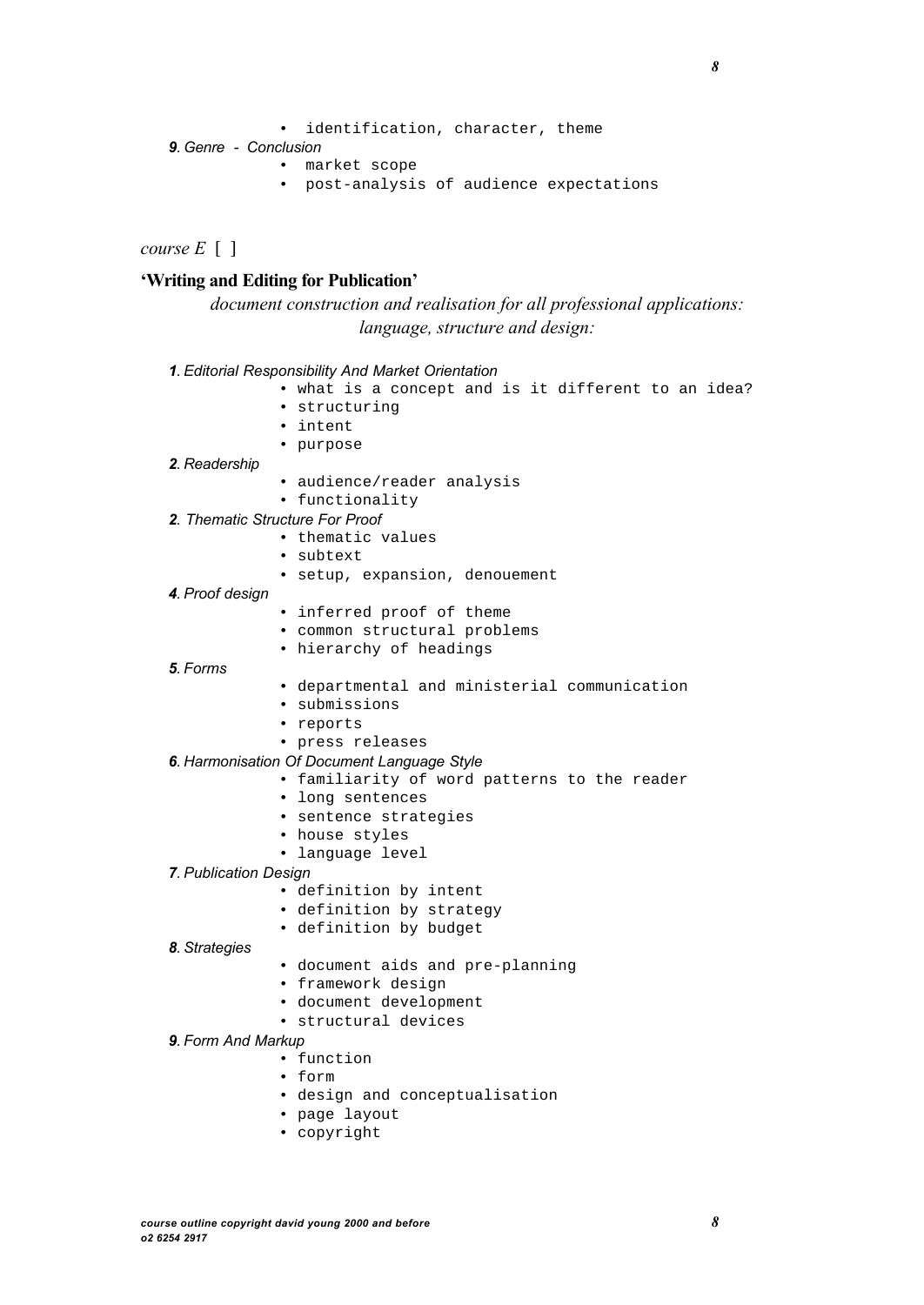- identification, character, theme

*9. Genre - Conclusion*

- market scope
- post-analysis of audience expectations

*course E* [ ]

**'Writing and Editing for Publication'**

*document construction and realisation for all professional applications: language, structure and design:*

*1. Editorial Responsibility And Market Orientation*

- what is a concept and is it different to an idea?
- structuring
- intent
- purpose

*2. Readership*

- audience/reader analysis
- functionality

*2. Thematic Structure For Proof*

- thematic values
- subtext
- setup, expansion, denouement

*4. Proof design*

- inferred proof of theme
- common structural problems
- hierarchy of headings

*5. Forms*

- departmental and ministerial communication
- submissions
- reports
- press releases

*6. Harmonisation Of Document Language Style*

- familiarity of word patterns to the reader
- long sentences
- sentence strategies
- house styles
- language level

*7. Publication Design*

- definition by intent
- definition by strategy
- definition by budget

*8. Strategies*

- document aids and pre-planning
- framework design
- document development
- structural devices

*9. Form And Markup*

- function
- form
- design and conceptualisation
- page layout
- copyright

*course outline copyright david young 2000 and before*
*o2 6254 2917*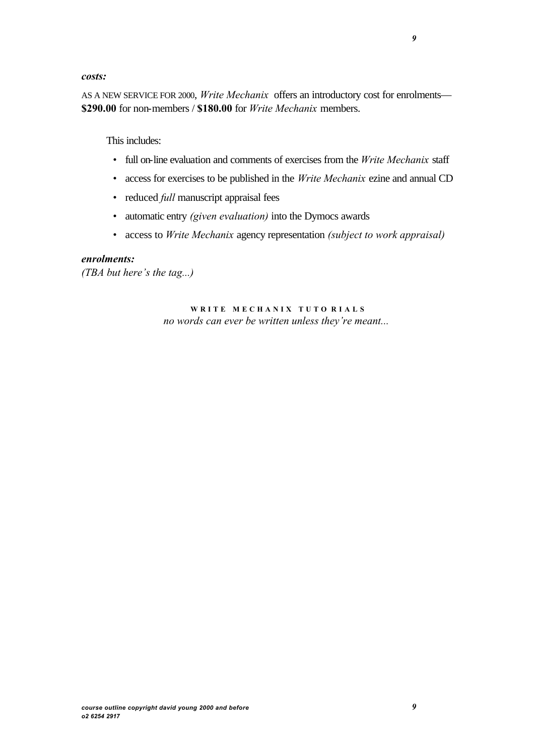***costs:***

AS A NEW SERVICE FOR 2000, *Write Mechanix* offers an introductory cost for enrolments—**$290.00** for non-members / **$180.00** for *Write Mechanix* members.

This includes:

- full on-line evaluation and comments of exercises from the *Write Mechanix* staff
- access for exercises to be published in the *Write Mechanix* ezine and annual CD
- reduced *full* manuscript appraisal fees
- automatic entry *(given evaluation)* into the Dymocs awards
- access to *Write Mechanix* agency representation *(subject to work appraisal)*

***enrolments:***

*(TBA but here's the tag...)*

**WRITE MECHANIX TUTORIALS**

*no words can ever be written unless they're meant...*

***course outline copyright david young 2000 and before***
***o2 6254 2917***